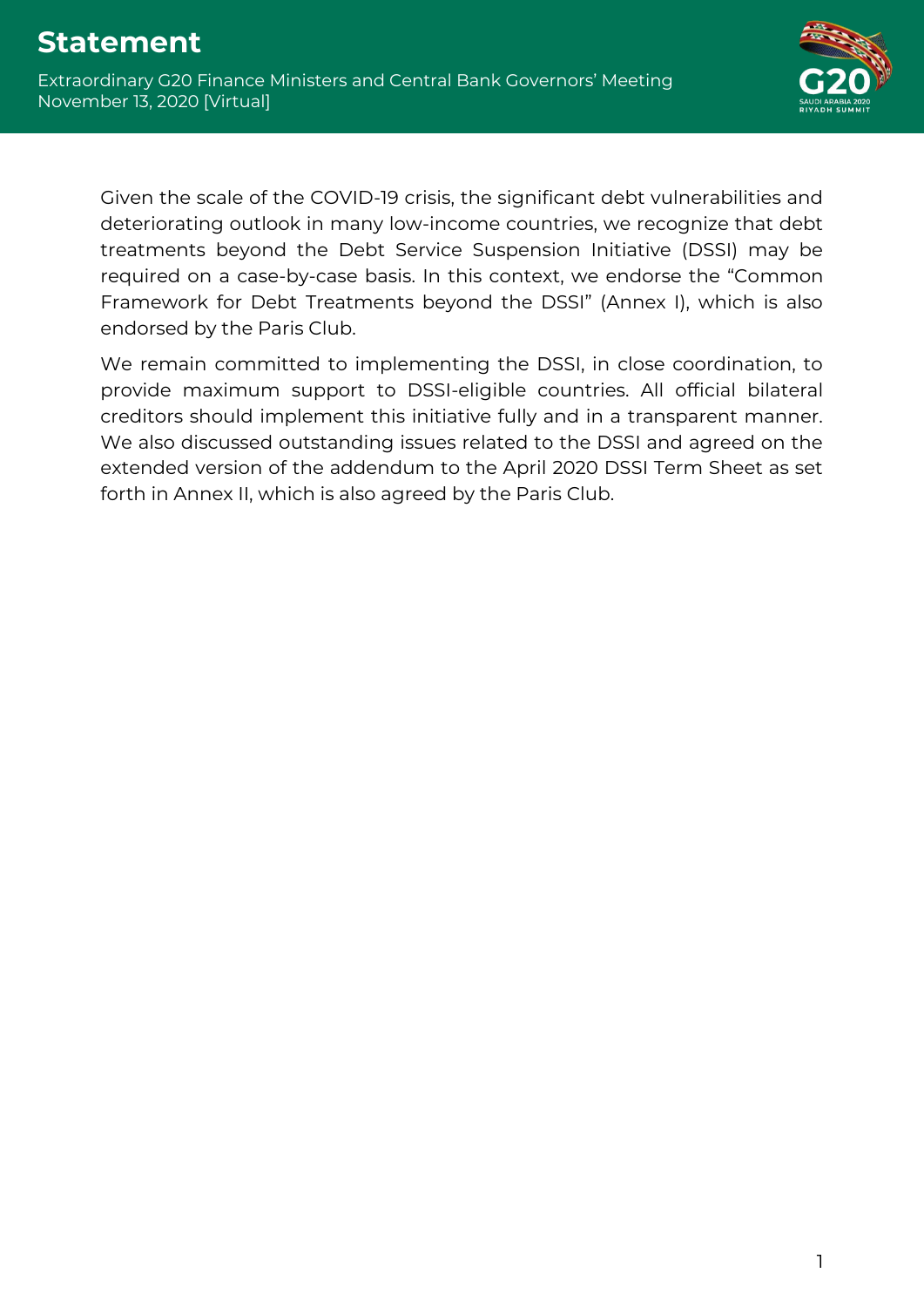# Statement

Extraordinary G20 Finance Ministers and Central Bank Governors' Meeting
November 13, 2020 [Virtual]

Given the scale of the COVID-19 crisis, the significant debt vulnerabilities and deteriorating outlook in many low-income countries, we recognize that debt treatments beyond the Debt Service Suspension Initiative (DSSI) may be required on a case-by-case basis. In this context, we endorse the "Common Framework for Debt Treatments beyond the DSSI" (Annex I), which is also endorsed by the Paris Club.

We remain committed to implementing the DSSI, in close coordination, to provide maximum support to DSSI-eligible countries. All official bilateral creditors should implement this initiative fully and in a transparent manner. We also discussed outstanding issues related to the DSSI and agreed on the extended version of the addendum to the April 2020 DSSI Term Sheet as set forth in Annex II, which is also agreed by the Paris Club.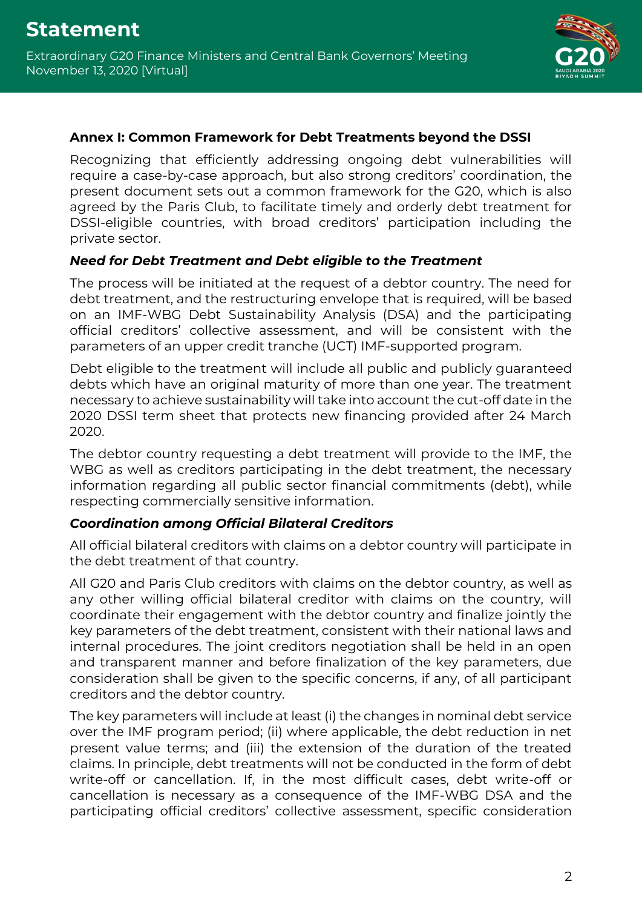### Annex I: Common Framework for Debt Treatments beyond the DSSI

Recognizing that efficiently addressing ongoing debt vulnerabilities will require a case-by-case approach, but also strong creditors' coordination, the present document sets out a common framework for the G20, which is also agreed by the Paris Club, to facilitate timely and orderly debt treatment for DSSI-eligible countries, with broad creditors' participation including the private sector.

#### *Need for Debt Treatment and Debt eligible to the Treatment*

The process will be initiated at the request of a debtor country. The need for debt treatment, and the restructuring envelope that is required, will be based on an IMF-WBG Debt Sustainability Analysis (DSA) and the participating official creditors' collective assessment, and will be consistent with the parameters of an upper credit tranche (UCT) IMF-supported program.

Debt eligible to the treatment will include all public and publicly guaranteed debts which have an original maturity of more than one year. The treatment necessary to achieve sustainability will take into account the cut-off date in the 2020 DSSI term sheet that protects new financing provided after 24 March 2020.

The debtor country requesting a debt treatment will provide to the IMF, the WBG as well as creditors participating in the debt treatment, the necessary information regarding all public sector financial commitments (debt), while respecting commercially sensitive information.

#### *Coordination among Official Bilateral Creditors*

All official bilateral creditors with claims on a debtor country will participate in the debt treatment of that country.

All G20 and Paris Club creditors with claims on the debtor country, as well as any other willing official bilateral creditor with claims on the country, will coordinate their engagement with the debtor country and finalize jointly the key parameters of the debt treatment, consistent with their national laws and internal procedures. The joint creditors negotiation shall be held in an open and transparent manner and before finalization of the key parameters, due consideration shall be given to the specific concerns, if any, of all participant creditors and the debtor country.

The key parameters will include at least (i) the changes in nominal debt service over the IMF program period; (ii) where applicable, the debt reduction in net present value terms; and (iii) the extension of the duration of the treated claims. In principle, debt treatments will not be conducted in the form of debt write-off or cancellation. If, in the most difficult cases, debt write-off or cancellation is necessary as a consequence of the IMF-WBG DSA and the participating official creditors' collective assessment, specific consideration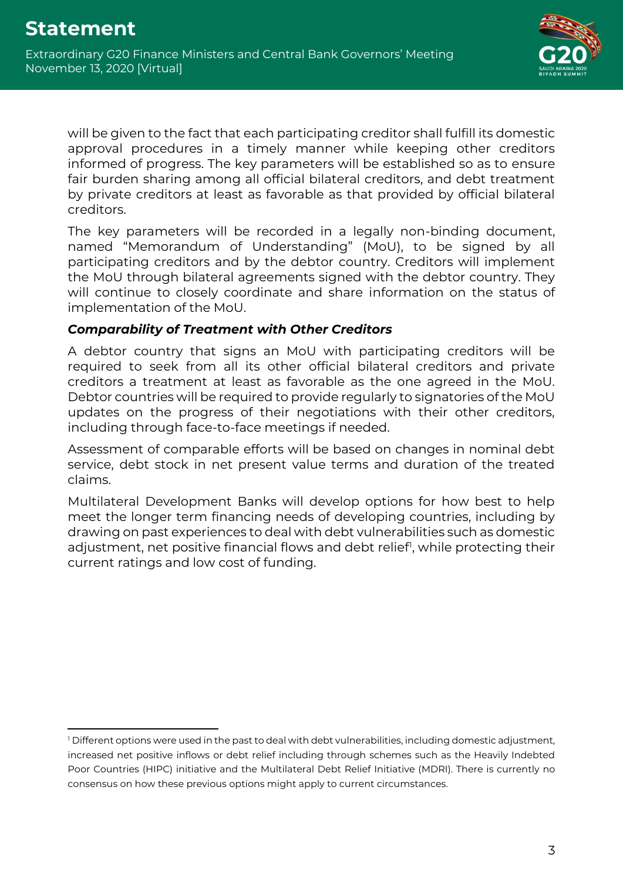will be given to the fact that each participating creditor shall fulfill its domestic approval procedures in a timely manner while keeping other creditors informed of progress. The key parameters will be established so as to ensure fair burden sharing among all official bilateral creditors, and debt treatment by private creditors at least as favorable as that provided by official bilateral creditors.

The key parameters will be recorded in a legally non-binding document, named "Memorandum of Understanding" (MoU), to be signed by all participating creditors and by the debtor country. Creditors will implement the MoU through bilateral agreements signed with the debtor country. They will continue to closely coordinate and share information on the status of implementation of the MoU.

***Comparability of Treatment with Other Creditors***

A debtor country that signs an MoU with participating creditors will be required to seek from all its other official bilateral creditors and private creditors a treatment at least as favorable as the one agreed in the MoU. Debtor countries will be required to provide regularly to signatories of the MoU updates on the progress of their negotiations with their other creditors, including through face-to-face meetings if needed.

Assessment of comparable efforts will be based on changes in nominal debt service, debt stock in net present value terms and duration of the treated claims.

Multilateral Development Banks will develop options for how best to help meet the longer term financing needs of developing countries, including by drawing on past experiences to deal with debt vulnerabilities such as domestic adjustment, net positive financial flows and debt relief[1], while protecting their current ratings and low cost of funding.

---

[1] Different options were used in the past to deal with debt vulnerabilities, including domestic adjustment, increased net positive inflows or debt relief including through schemes such as the Heavily Indebted Poor Countries (HIPC) initiative and the Multilateral Debt Relief Initiative (MDRI). There is currently no consensus on how these previous options might apply to current circumstances.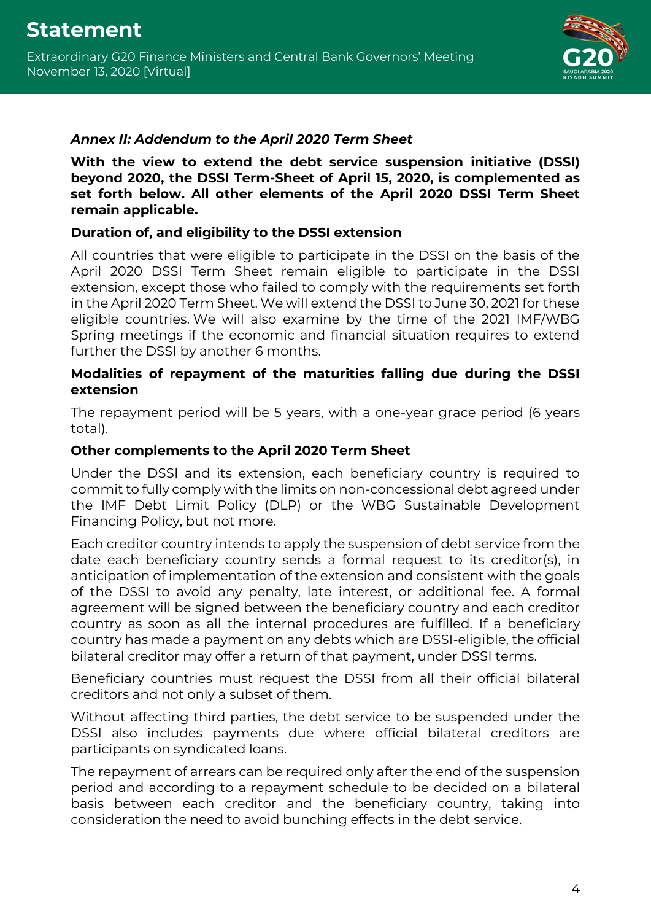### *Annex II: Addendum to the April 2020 Term Sheet*

**With the view to extend the debt service suspension initiative (DSSI) beyond 2020, the DSSI Term-Sheet of April 15, 2020, is complemented as set forth below. All other elements of the April 2020 DSSI Term Sheet remain applicable.**

**Duration of, and eligibility to the DSSI extension**

All countries that were eligible to participate in the DSSI on the basis of the April 2020 DSSI Term Sheet remain eligible to participate in the DSSI extension, except those who failed to comply with the requirements set forth in the April 2020 Term Sheet. We will extend the DSSI to June 30, 2021 for these eligible countries. We will also examine by the time of the 2021 IMF/WBG Spring meetings if the economic and financial situation requires to extend further the DSSI by another 6 months.

**Modalities of repayment of the maturities falling due during the DSSI extension**

The repayment period will be 5 years, with a one-year grace period (6 years total).

**Other complements to the April 2020 Term Sheet**

Under the DSSI and its extension, each beneficiary country is required to commit to fully comply with the limits on non-concessional debt agreed under the IMF Debt Limit Policy (DLP) or the WBG Sustainable Development Financing Policy, but not more.

Each creditor country intends to apply the suspension of debt service from the date each beneficiary country sends a formal request to its creditor(s), in anticipation of implementation of the extension and consistent with the goals of the DSSI to avoid any penalty, late interest, or additional fee. A formal agreement will be signed between the beneficiary country and each creditor country as soon as all the internal procedures are fulfilled. If a beneficiary country has made a payment on any debts which are DSSI-eligible, the official bilateral creditor may offer a return of that payment, under DSSI terms.

Beneficiary countries must request the DSSI from all their official bilateral creditors and not only a subset of them.

Without affecting third parties, the debt service to be suspended under the DSSI also includes payments due where official bilateral creditors are participants on syndicated loans.

The repayment of arrears can be required only after the end of the suspension period and according to a repayment schedule to be decided on a bilateral basis between each creditor and the beneficiary country, taking into consideration the need to avoid bunching effects in the debt service.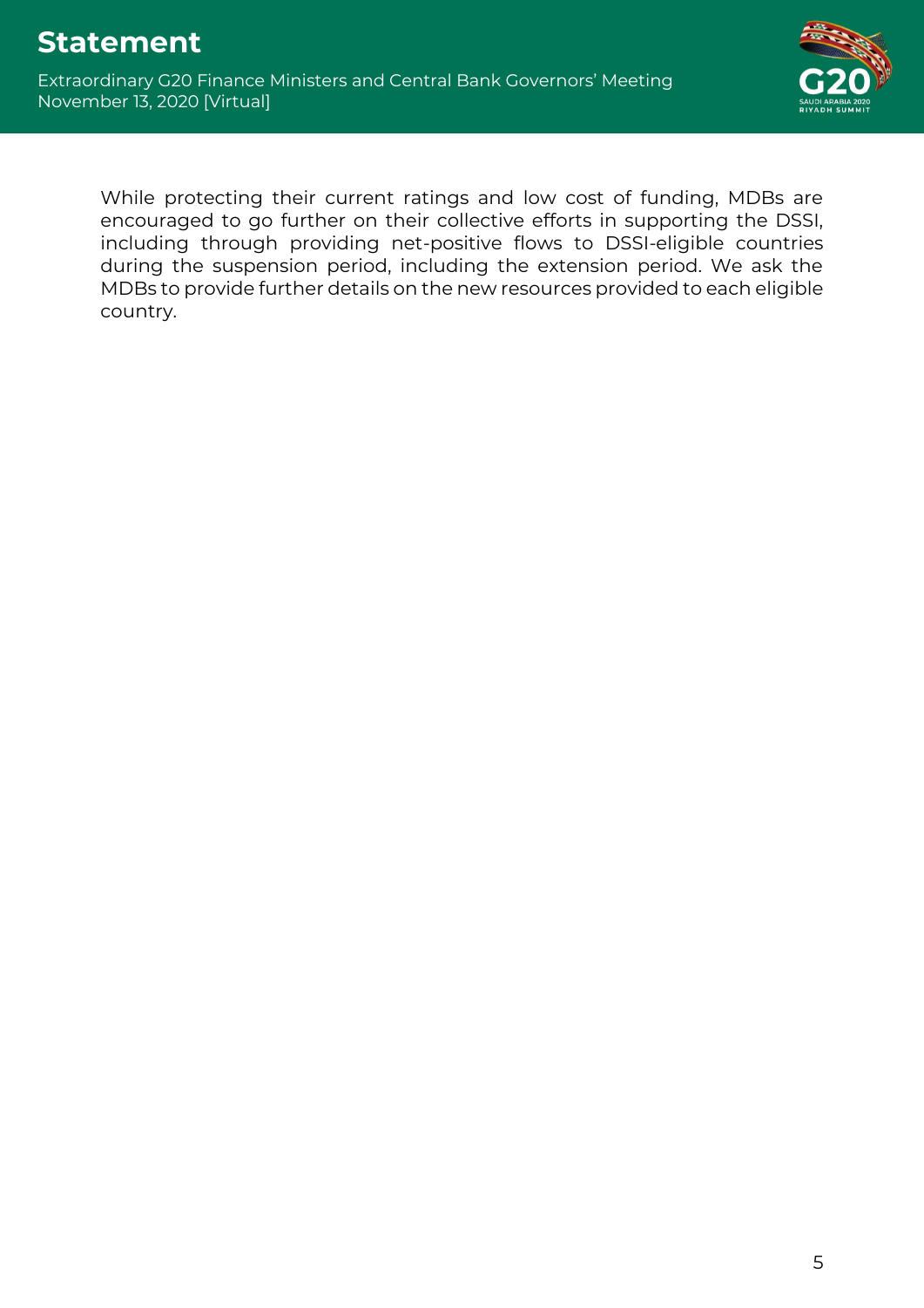While protecting their current ratings and low cost of funding, MDBs are encouraged to go further on their collective efforts in supporting the DSSI, including through providing net-positive flows to DSSI-eligible countries during the suspension period, including the extension period. We ask the MDBs to provide further details on the new resources provided to each eligible country.